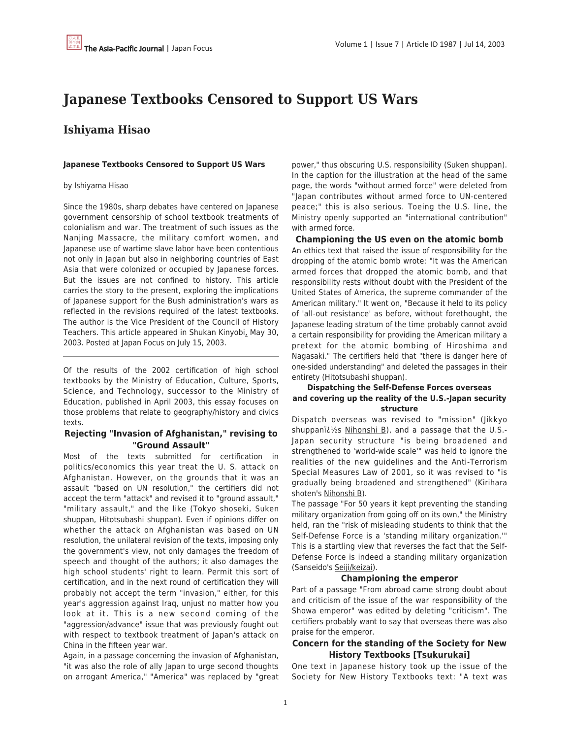# Japanese Textbooks Censored to Support US Wars

## Ishiyama Hisao

**Japanese Textbooks Censored to Support US Wars**

by Ishiyama Hisao

Since the 1980s, sharp debates have centered on Japanese government censorship of school textbook treatments of colonialism and war. The treatment of such issues as the Nanjing Massacre, the military comfort women, and Japanese use of wartime slave labor have been contentious not only in Japan but also in neighboring countries of East Asia that were colonized or occupied by Japanese forces. But the issues are not confined to history. This article carries the story to the present, exploring the implications of Japanese support for the Bush administration's wars as reflected in the revisions required of the latest textbooks. The author is the Vice President of the Council of History Teachers. This article appeared in Shukan Kinyobi, May 30, 2003. Posted at Japan Focus on July 15, 2003.

---

Of the results of the 2002 certification of high school textbooks by the Ministry of Education, Culture, Sports, Science, and Technology, successor to the Ministry of Education, published in April 2003, this essay focuses on those problems that relate to geography/history and civics texts.

### Rejecting "Invasion of Afghanistan," revising to "Ground Assault"

Most of the texts submitted for certification in politics/economics this year treat the U. S. attack on Afghanistan. However, on the grounds that it was an assault "based on UN resolution," the certifiers did not accept the term "attack" and revised it to "ground assault," "military assault," and the like (Tokyo shoseki, Suken shuppan, Hitotsubashi shuppan). Even if opinions differ on whether the attack on Afghanistan was based on UN resolution, the unilateral revision of the texts, imposing only the government's view, not only damages the freedom of speech and thought of the authors; it also damages the high school students' right to learn. Permit this sort of certification, and in the next round of certification they will probably not accept the term "invasion," either, for this year's aggression against Iraq, unjust no matter how you look at it. This is a new second coming of the "aggression/advance" issue that was previously fought out with respect to textbook treatment of Japan's attack on China in the fifteen year war.

Again, in a passage concerning the invasion of Afghanistan, "it was also the role of ally Japan to urge second thoughts on arrogant America," "America" was replaced by "great power," thus obscuring U.S. responsibility (Suken shuppan). In the caption for the illustration at the head of the same page, the words "without armed force" were deleted from "Japan contributes without armed force to UN-centered peace;" this is also serious. Toeing the U.S. line, the Ministry openly supported an "international contribution" with armed force.

### Championing the US even on the atomic bomb

An ethics text that raised the issue of responsibility for the dropping of the atomic bomb wrote: "It was the American armed forces that dropped the atomic bomb, and that responsibility rests without doubt with the President of the United States of America, the supreme commander of the American military." It went on, "Because it held to its policy of 'all-out resistance' as before, without forethought, the Japanese leading stratum of the time probably cannot avoid a certain responsibility for providing the American military a pretext for the atomic bombing of Hiroshima and Nagasaki." The certifiers held that "there is danger here of one-sided understanding" and deleted the passages in their entirety (Hitotsubashi shuppan).

### Dispatching the Self-Defense Forces overseas and covering up the reality of the U.S.-Japan security structure

Dispatch overseas was revised to "mission" (Jikkyo shuppanï¿½s Nihonshi B), and a passage that the U.S.-Japan security structure "is being broadened and strengthened to 'world-wide scale'" was held to ignore the realities of the new guidelines and the Anti-Terrorism Special Measures Law of 2001, so it was revised to "is gradually being broadened and strengthened" (Kirihara shoten's Nihonshi B).

The passage "For 50 years it kept preventing the standing military organization from going off on its own," the Ministry held, ran the "risk of misleading students to think that the Self-Defense Force is a 'standing military organization.'" This is a startling view that reverses the fact that the Self-Defense Force is indeed a standing military organization (Sanseido's Seiji/keizai).

### Championing the emperor

Part of a passage "From abroad came strong doubt about and criticism of the issue of the war responsibility of the Showa emperor" was edited by deleting "criticism". The certifiers probably want to say that overseas there was also praise for the emperor.

### Concern for the standing of the Society for New History Textbooks [Tsukurukai]

One text in Japanese history took up the issue of the Society for New History Textbooks text: "A text was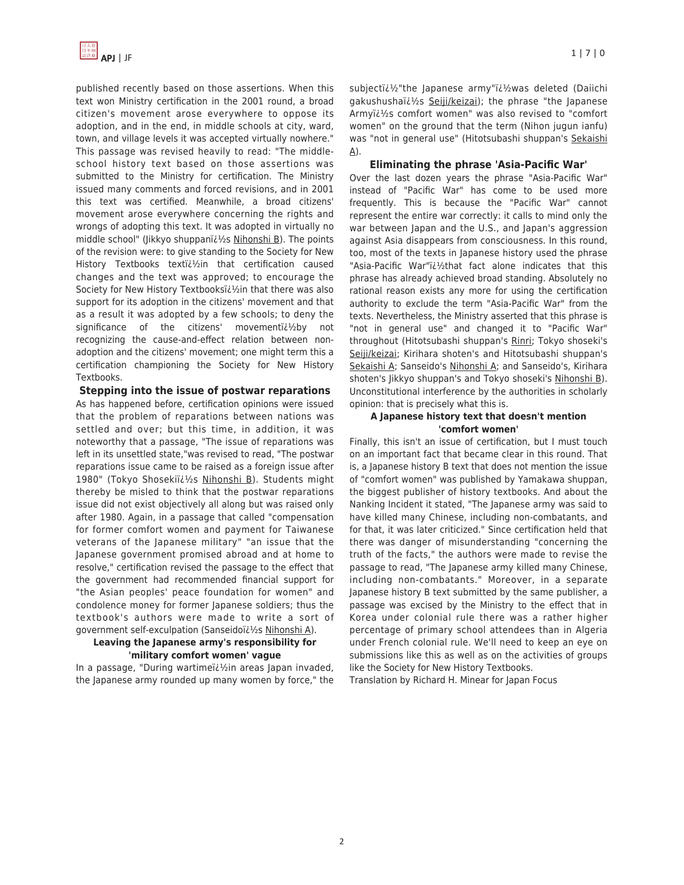published recently based on those assertions. When this text won Ministry certification in the 2001 round, a broad citizen's movement arose everywhere to oppose its adoption, and in the end, in middle schools at city, ward, town, and village levels it was accepted virtually nowhere." This passage was revised heavily to read: "The middle-school history text based on those assertions was submitted to the Ministry for certification. The Ministry issued many comments and forced revisions, and in 2001 this text was certified. Meanwhile, a broad citizens' movement arose everywhere concerning the rights and wrongs of adopting this text. It was adopted in virtually no middle school" (Jikkyo shuppanï¿½s Nihonshi B). The points of the revision were: to give standing to the Society for New History Textbooks textï¿½in that certification caused changes and the text was approved; to encourage the Society for New History Textbooksï¿½in that there was also support for its adoption in the citizens' movement and that as a result it was adopted by a few schools; to deny the significance of the citizens' movementï¿½by not recognizing the cause-and-effect relation between non-adoption and the citizens' movement; one might term this a certification championing the Society for New History Textbooks.

### Stepping into the issue of postwar reparations

As has happened before, certification opinions were issued that the problem of reparations between nations was settled and over; but this time, in addition, it was noteworthy that a passage, "The issue of reparations was left in its unsettled state,"was revised to read, "The postwar reparations issue came to be raised as a foreign issue after 1980" (Tokyo Shosekiï¿½s Nihonshi B). Students might thereby be misled to think that the postwar reparations issue did not exist objectively all along but was raised only after 1980. Again, in a passage that called "compensation for former comfort women and payment for Taiwanese veterans of the Japanese military" "an issue that the Japanese government promised abroad and at home to resolve," certification revised the passage to the effect that the government had recommended financial support for "the Asian peoples' peace foundation for women" and condolence money for former Japanese soldiers; thus the textbook's authors were made to write a sort of government self-exculpation (Sanseidoï¿½s Nihonshi A).

### Leaving the Japanese army's responsibility for 'military comfort women' vague

In a passage, "During wartimeï¿½in areas Japan invaded, the Japanese army rounded up many women by force," the subjectï¿½"the Japanese army"ï¿½was deleted (Daiichi gakushushaï¿½s Seiji/keizai); the phrase "the Japanese Armyï¿½s comfort women" was also revised to "comfort women" on the ground that the term (Nihon jugun ianfu) was "not in general use" (Hitotsubashi shuppan's Sekaishi A).

### Eliminating the phrase 'Asia-Pacific War'

Over the last dozen years the phrase "Asia-Pacific War" instead of "Pacific War" has come to be used more frequently. This is because the "Pacific War" cannot represent the entire war correctly: it calls to mind only the war between Japan and the U.S., and Japan's aggression against Asia disappears from consciousness. In this round, too, most of the texts in Japanese history used the phrase "Asia-Pacific War"ï¿½that fact alone indicates that this phrase has already achieved broad standing. Absolutely no rational reason exists any more for using the certification authority to exclude the term "Asia-Pacific War" from the texts. Nevertheless, the Ministry asserted that this phrase is "not in general use" and changed it to "Pacific War" throughout (Hitotsubashi shuppan's Rinri; Tokyo shoseki's Seiji/keizai; Kirihara shoten's and Hitotsubashi shuppan's Sekaishi A; Sanseido's Nihonshi A; and Sanseido's, Kirihara shoten's Jikkyo shuppan's and Tokyo shoseki's Nihonshi B). Unconstitutional interference by the authorities in scholarly opinion: that is precisely what this is.

### A Japanese history text that doesn't mention 'comfort women'

Finally, this isn't an issue of certification, but I must touch on an important fact that became clear in this round. That is, a Japanese history B text that does not mention the issue of "comfort women" was published by Yamakawa shuppan, the biggest publisher of history textbooks. And about the Nanking Incident it stated, "The Japanese army was said to have killed many Chinese, including non-combatants, and for that, it was later criticized." Since certification held that there was danger of misunderstanding "concerning the truth of the facts," the authors were made to revise the passage to read, "The Japanese army killed many Chinese, including non-combatants." Moreover, in a separate Japanese history B text submitted by the same publisher, a passage was excised by the Ministry to the effect that in Korea under colonial rule there was a rather higher percentage of primary school attendees than in Algeria under French colonial rule. We'll need to keep an eye on submissions like this as well as on the activities of groups like the Society for New History Textbooks.

Translation by Richard H. Minear for Japan Focus